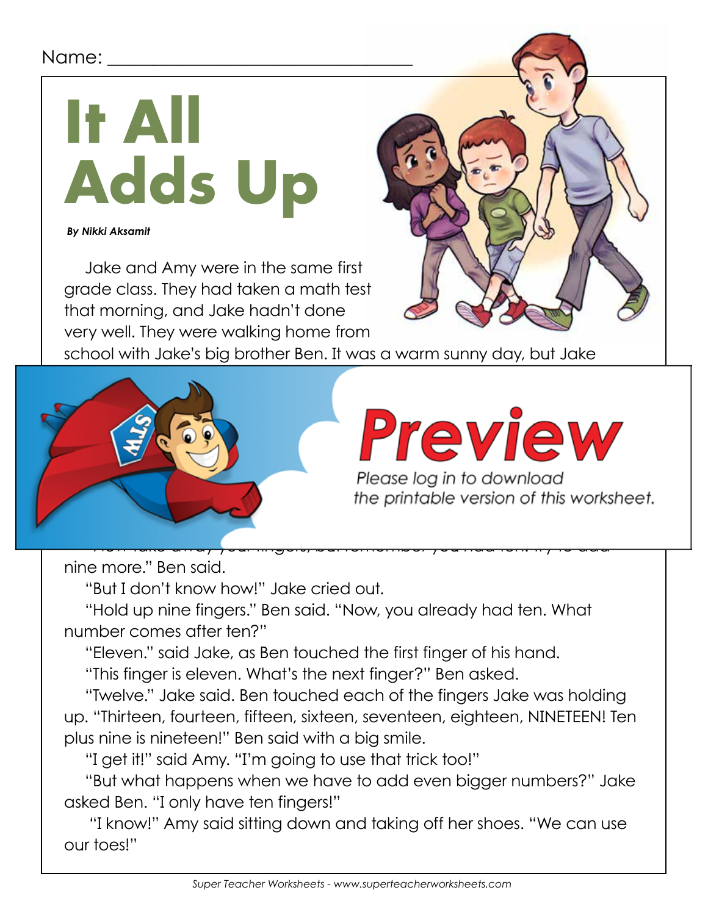Name: ________________________________

# It All Adds Up

***By Nikki Aksamit***

Jake and Amy were in the same first grade class. They had taken a math test that morning, and Jake hadn't done very well. They were walking home from school with Jake's big brother Ben. It was a warm sunny day, but Jake

**Preview**

*Please log in to download the printable version of this worksheet.*

nine more." Ben said.

"But I don't know how!" Jake cried out.

"Hold up nine fingers." Ben said. "Now, you already had ten. What number comes after ten?"

"Eleven." said Jake, as Ben touched the first finger of his hand.

"This finger is eleven. What's the next finger?" Ben asked.

"Twelve." Jake said. Ben touched each of the fingers Jake was holding up. "Thirteen, fourteen, fifteen, sixteen, seventeen, eighteen, NINETEEN! Ten plus nine is nineteen!" Ben said with a big smile.

"I get it!" said Amy. "I'm going to use that trick too!"

"But what happens when we have to add even bigger numbers?" Jake asked Ben. "I only have ten fingers!"

"I know!" Amy said sitting down and taking off her shoes. "We can use our toes!"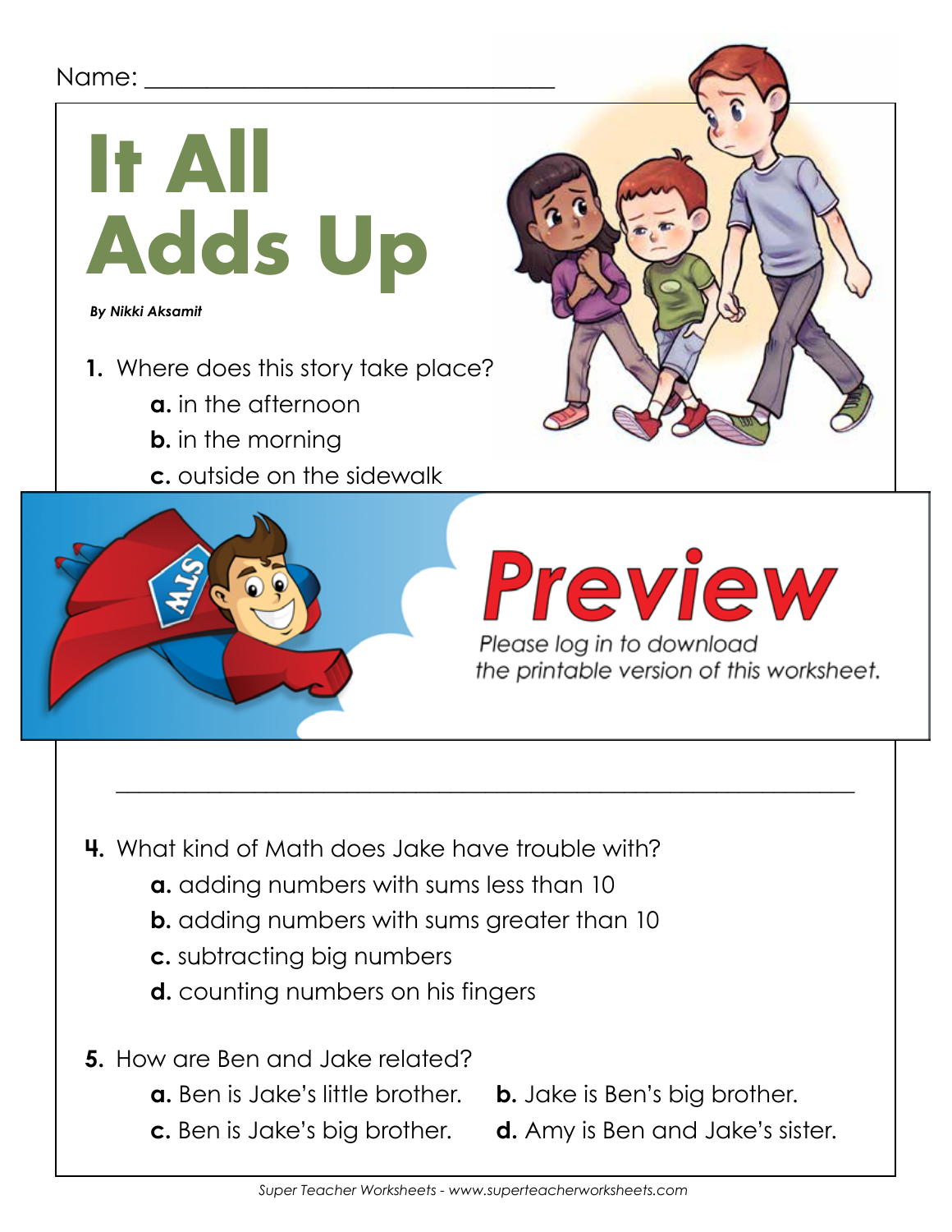Name: ______________________________

# It All Adds Up

***By Nikki Aksamit***

**1.** Where does this story take place?

**a.** in the afternoon

**b.** in the morning

**c.** outside on the sidewalk

Preview

Please log in to download the printable version of this worksheet.

______________________________________________________________

**4.** What kind of Math does Jake have trouble with?

**a.** adding numbers with sums less than 10

**b.** adding numbers with sums greater than 10

**c.** subtracting big numbers

**d.** counting numbers on his fingers

**5.** How are Ben and Jake related?

**a.** Ben is Jake's little brother.

**b.** Jake is Ben's big brother.

**c.** Ben is Jake's big brother.

**d.** Amy is Ben and Jake's sister.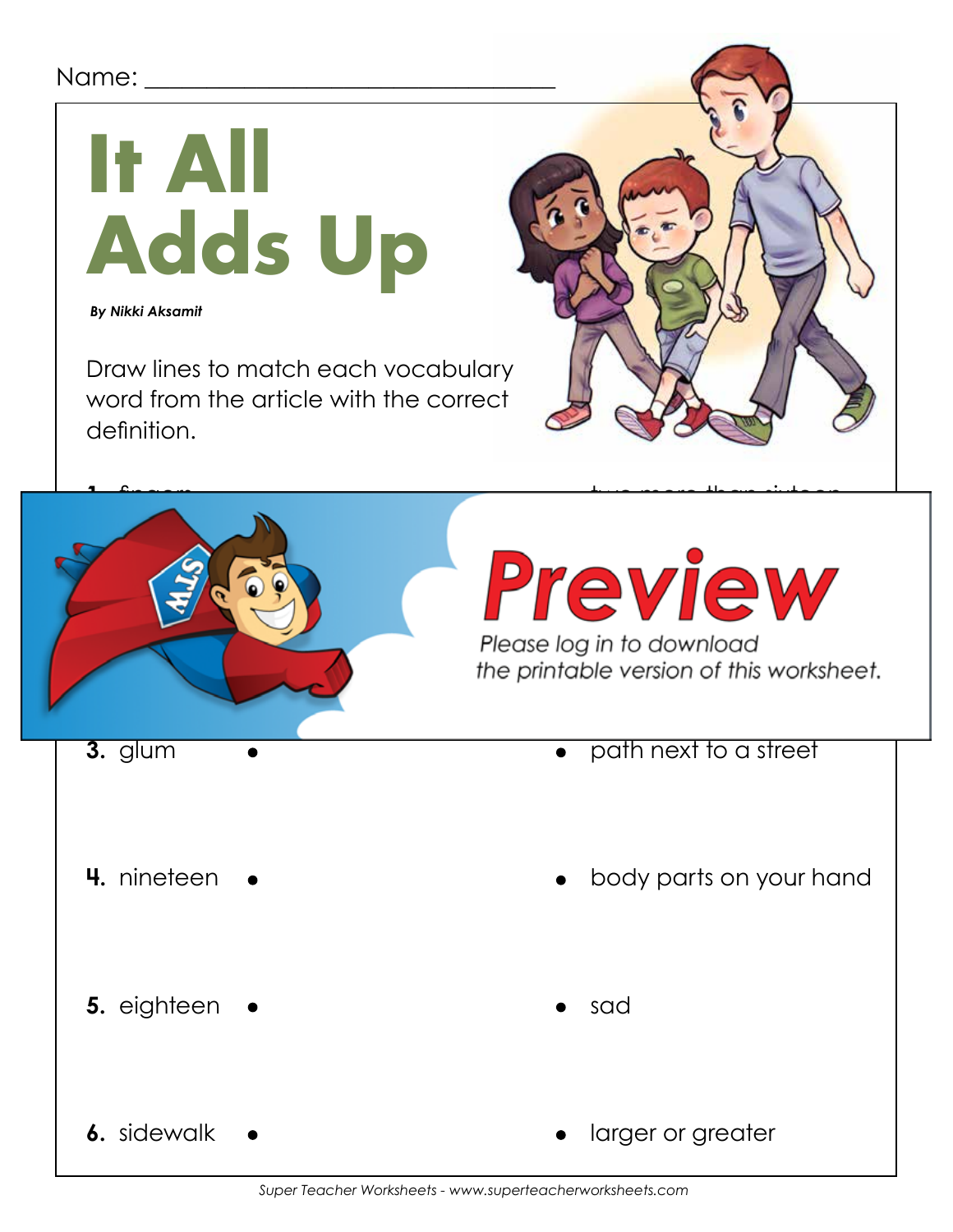Name: ______________________________

# It All Adds Up

***By Nikki Aksamit***

Draw lines to match each vocabulary word from the article with the correct definition.

**3.** glum • • path next to a street

**4.** nineteen • • body parts on your hand

**5.** eighteen • • sad

**6.** sidewalk • • larger or greater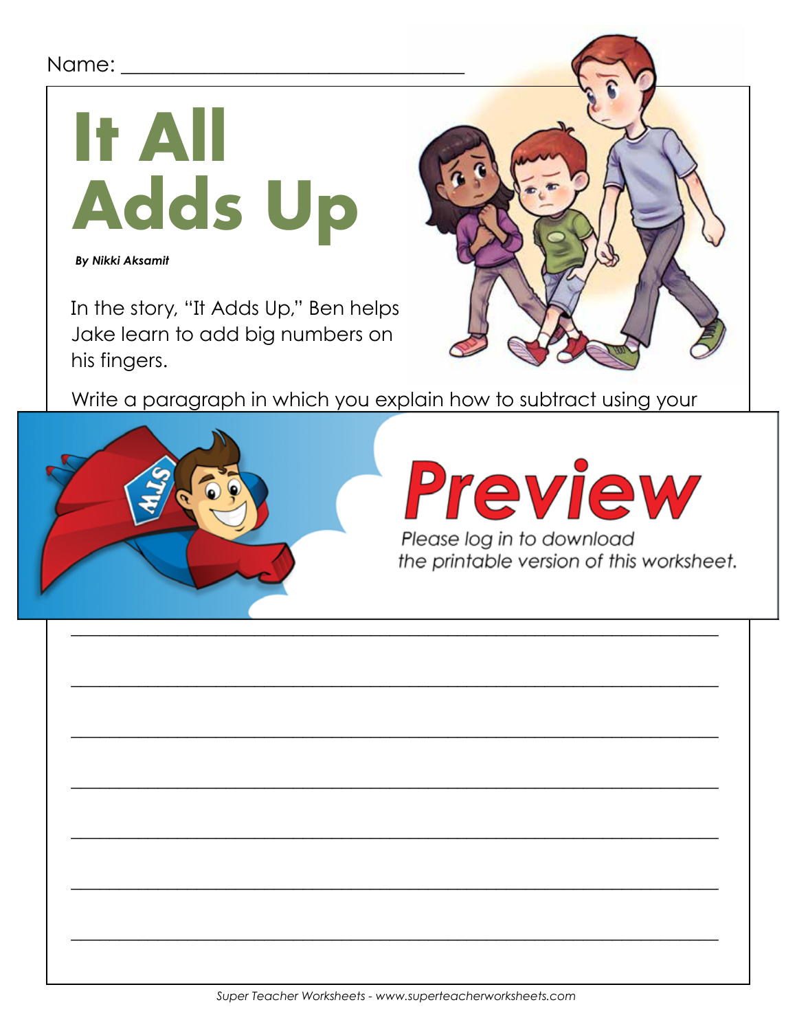Name: ________________________________

# It All Adds Up

***By Nikki Aksamit***

In the story, "It Adds Up," Ben helps Jake learn to add big numbers on his fingers.

Write a paragraph in which you explain how to subtract using your

**Preview**

Please log in to download the printable version of this worksheet.

_______________________________________________________________

_______________________________________________________________

_______________________________________________________________

_______________________________________________________________

_______________________________________________________________

_______________________________________________________________

_______________________________________________________________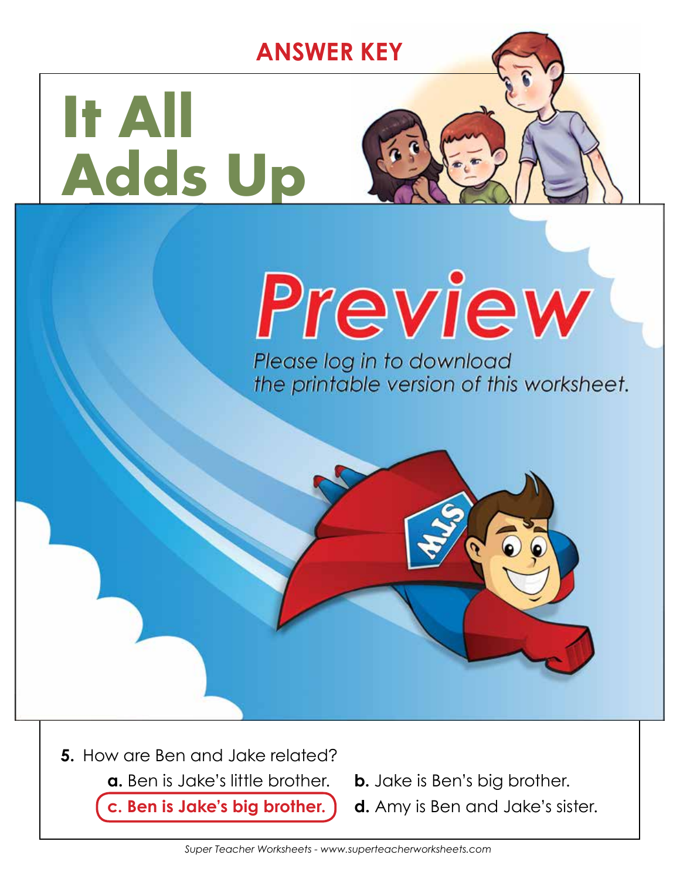**ANSWER KEY**

# It All Adds Up

Preview

Please log in to download the printable version of this worksheet.

**5.** How are Ben and Jake related?

**a.** Ben is Jake's little brother.

**b.** Jake is Ben's big brother.

**c. Ben is Jake's big brother.**

**d.** Amy is Ben and Jake's sister.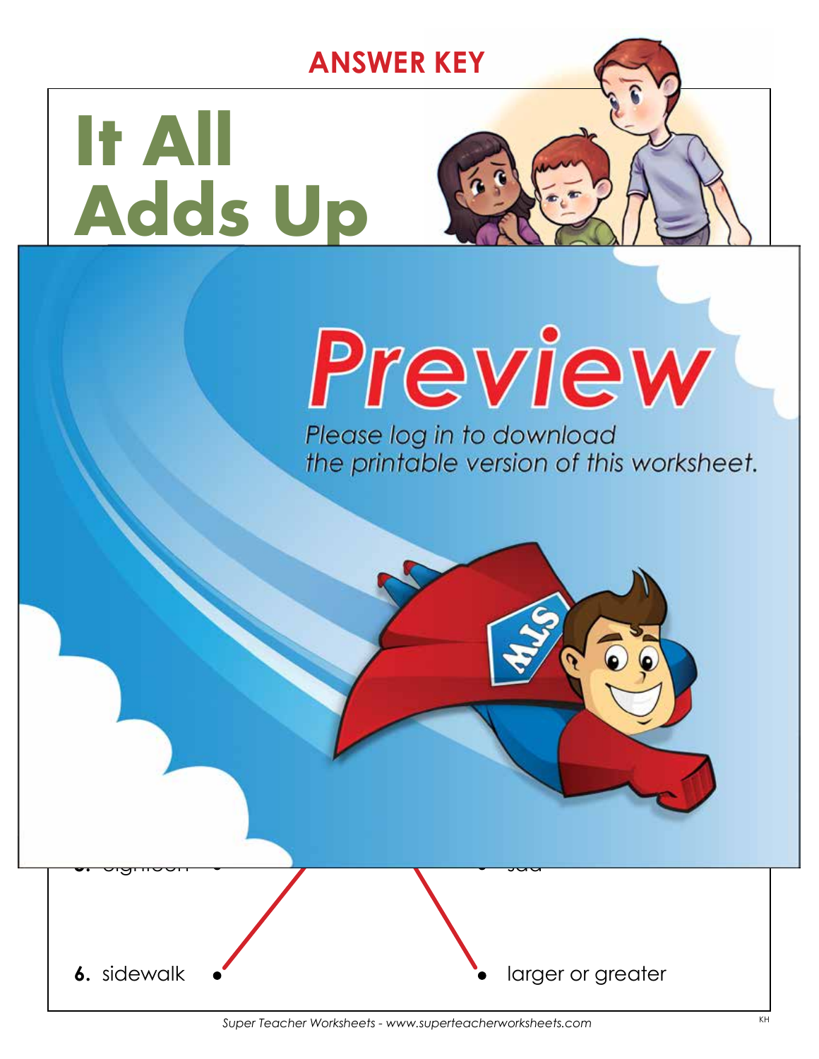ANSWER KEY

# It All Adds Up

6. sidewalk • • larger or greater